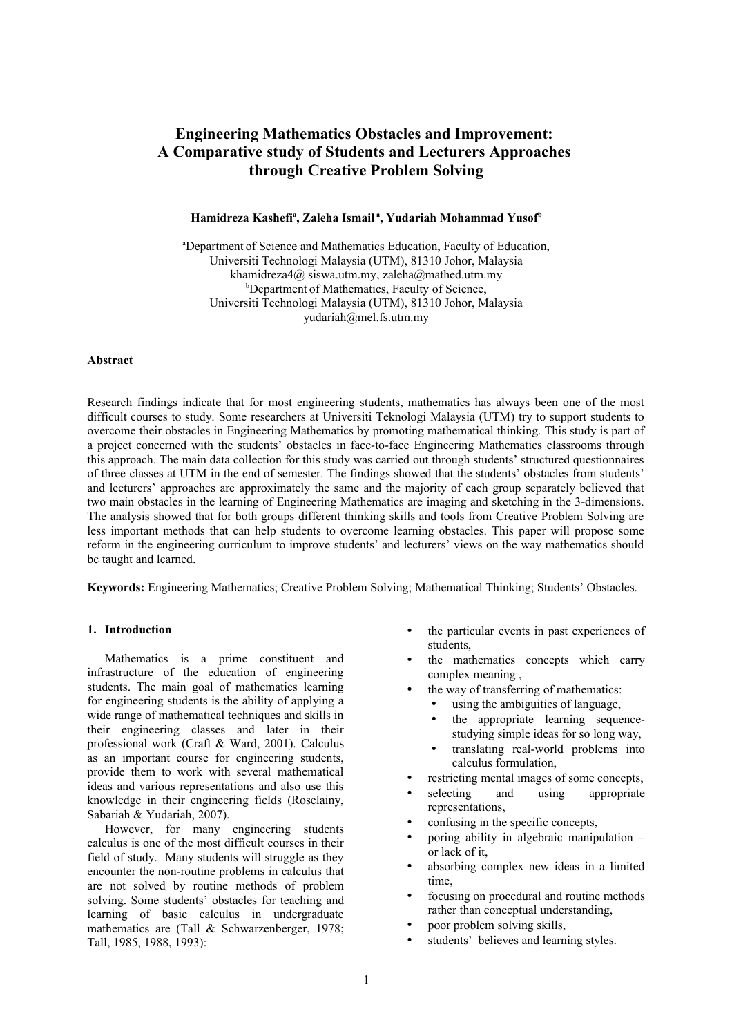# Engineering Mathematics Obstacles and Improvement: A Comparative study of Students and Lecturers Approaches through Creative Problem Solving

**Hamidreza Kashefi[a], Zaleha Ismail[a], Yudariah Mohammad Yusof[b]**

[a]Department of Science and Mathematics Education, Faculty of Education, Universiti Technologi Malaysia (UTM), 81310 Johor, Malaysia
khamidreza4@ siswa.utm.my, zaleha@mathed.utm.my
[b]Department of Mathematics, Faculty of Science, Universiti Technologi Malaysia (UTM), 81310 Johor, Malaysia
yudariah@mel.fs.utm.my

**Abstract**

Research findings indicate that for most engineering students, mathematics has always been one of the most difficult courses to study. Some researchers at Universiti Teknologi Malaysia (UTM) try to support students to overcome their obstacles in Engineering Mathematics by promoting mathematical thinking. This study is part of a project concerned with the students' obstacles in face-to-face Engineering Mathematics classrooms through this approach. The main data collection for this study was carried out through students' structured questionnaires of three classes at UTM in the end of semester. The findings showed that the students' obstacles from students' and lecturers' approaches are approximately the same and the majority of each group separately believed that two main obstacles in the learning of Engineering Mathematics are imaging and sketching in the 3-dimensions. The analysis showed that for both groups different thinking skills and tools from Creative Problem Solving are less important methods that can help students to overcome learning obstacles. This paper will propose some reform in the engineering curriculum to improve students' and lecturers' views on the way mathematics should be taught and learned.

**Keywords:** Engineering Mathematics; Creative Problem Solving; Mathematical Thinking; Students' Obstacles.

## 1. Introduction

Mathematics is a prime constituent and infrastructure of the education of engineering students. The main goal of mathematics learning for engineering students is the ability of applying a wide range of mathematical techniques and skills in their engineering classes and later in their professional work (Craft & Ward, 2001). Calculus as an important course for engineering students, provide them to work with several mathematical ideas and various representations and also use this knowledge in their engineering fields (Roselainy, Sabariah & Yudariah, 2007).

However, for many engineering students calculus is one of the most difficult courses in their field of study. Many students will struggle as they encounter the non-routine problems in calculus that are not solved by routine methods of problem solving. Some students' obstacles for teaching and learning of basic calculus in undergraduate mathematics are (Tall & Schwarzenberger, 1978; Tall, 1985, 1988, 1993):

- the particular events in past experiences of students,
- the mathematics concepts which carry complex meaning ,
- the way of transferring of mathematics:
  - using the ambiguities of language,
  - the appropriate learning sequence-studying simple ideas for so long way,
  - translating real-world problems into calculus formulation,
- restricting mental images of some concepts,
- selecting and using appropriate representations,
- confusing in the specific concepts,
- poring ability in algebraic manipulation – or lack of it,
- absorbing complex new ideas in a limited time,
- focusing on procedural and routine methods rather than conceptual understanding,
- poor problem solving skills,
- students' believes and learning styles.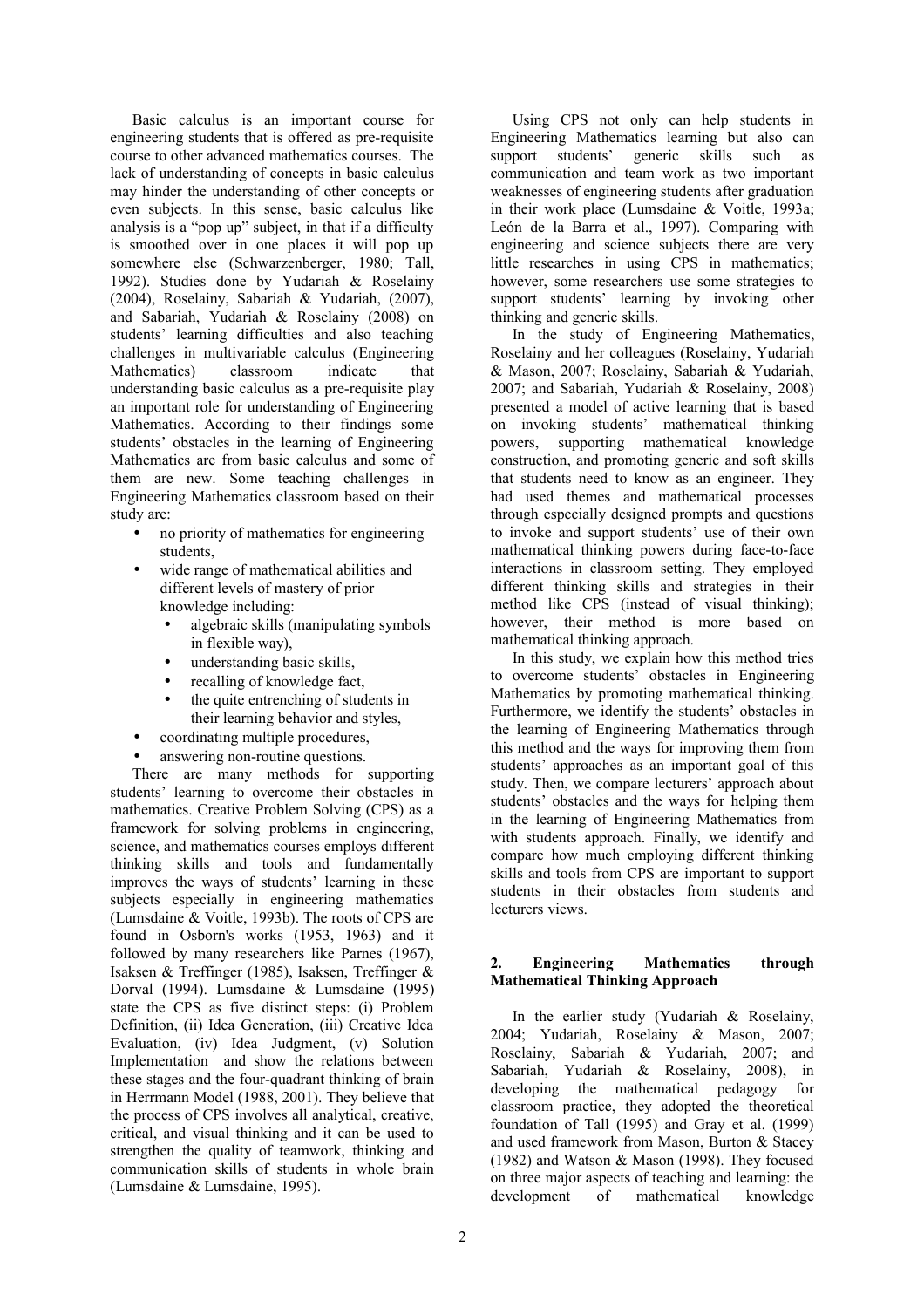Basic calculus is an important course for engineering students that is offered as pre-requisite course to other advanced mathematics courses. The lack of understanding of concepts in basic calculus may hinder the understanding of other concepts or even subjects. In this sense, basic calculus like analysis is a "pop up" subject, in that if a difficulty is smoothed over in one places it will pop up somewhere else (Schwarzenberger, 1980; Tall, 1992). Studies done by Yudariah & Roselainy (2004), Roselainy, Sabariah & Yudariah, (2007), and Sabariah, Yudariah & Roselainy (2008) on students' learning difficulties and also teaching challenges in multivariable calculus (Engineering Mathematics) classroom indicate that understanding basic calculus as a pre-requisite play an important role for understanding of Engineering Mathematics. According to their findings some students' obstacles in the learning of Engineering Mathematics are from basic calculus and some of them are new. Some teaching challenges in Engineering Mathematics classroom based on their study are:

- no priority of mathematics for engineering students,
- wide range of mathematical abilities and different levels of mastery of prior knowledge including:
  - algebraic skills (manipulating symbols in flexible way),
  - understanding basic skills,
  - recalling of knowledge fact,
  - the quite entrenching of students in their learning behavior and styles,
- coordinating multiple procedures,
- answering non-routine questions.

There are many methods for supporting students' learning to overcome their obstacles in mathematics. Creative Problem Solving (CPS) as a framework for solving problems in engineering, science, and mathematics courses employs different thinking skills and tools and fundamentally improves the ways of students' learning in these subjects especially in engineering mathematics (Lumsdaine & Voitle, 1993b). The roots of CPS are found in Osborn's works (1953, 1963) and it followed by many researchers like Parnes (1967), Isaksen & Treffinger (1985), Isaksen, Treffinger & Dorval (1994). Lumsdaine & Lumsdaine (1995) state the CPS as five distinct steps: (i) Problem Definition, (ii) Idea Generation, (iii) Creative Idea Evaluation, (iv) Idea Judgment, (v) Solution Implementation and show the relations between these stages and the four-quadrant thinking of brain in Herrmann Model (1988, 2001). They believe that the process of CPS involves all analytical, creative, critical, and visual thinking and it can be used to strengthen the quality of teamwork, thinking and communication skills of students in whole brain (Lumsdaine & Lumsdaine, 1995).

Using CPS not only can help students in Engineering Mathematics learning but also can support students' generic skills such as communication and team work as two important weaknesses of engineering students after graduation in their work place (Lumsdaine & Voitle, 1993a; León de la Barra et al., 1997). Comparing with engineering and science subjects there are very little researches in using CPS in mathematics; however, some researchers use some strategies to support students' learning by invoking other thinking and generic skills.

In the study of Engineering Mathematics, Roselainy and her colleagues (Roselainy, Yudariah & Mason, 2007; Roselainy, Sabariah & Yudariah, 2007; and Sabariah, Yudariah & Roselainy, 2008) presented a model of active learning that is based on invoking students' mathematical thinking powers, supporting mathematical knowledge construction, and promoting generic and soft skills that students need to know as an engineer. They had used themes and mathematical processes through especially designed prompts and questions to invoke and support students' use of their own mathematical thinking powers during face-to-face interactions in classroom setting. They employed different thinking skills and strategies in their method like CPS (instead of visual thinking); however, their method is more based on mathematical thinking approach.

In this study, we explain how this method tries to overcome students' obstacles in Engineering Mathematics by promoting mathematical thinking. Furthermore, we identify the students' obstacles in the learning of Engineering Mathematics through this method and the ways for improving them from students' approaches as an important goal of this study. Then, we compare lecturers' approach about students' obstacles and the ways for helping them in the learning of Engineering Mathematics from with students approach. Finally, we identify and compare how much employing different thinking skills and tools from CPS are important to support students in their obstacles from students and lecturers views.

## 2. Engineering Mathematics through Mathematical Thinking Approach

In the earlier study (Yudariah & Roselainy, 2004; Yudariah, Roselainy & Mason, 2007; Roselainy, Sabariah & Yudariah, 2007; and Sabariah, Yudariah & Roselainy, 2008), in developing the mathematical pedagogy for classroom practice, they adopted the theoretical foundation of Tall (1995) and Gray et al. (1999) and used framework from Mason, Burton & Stacey (1982) and Watson & Mason (1998). They focused on three major aspects of teaching and learning: the development of mathematical knowledge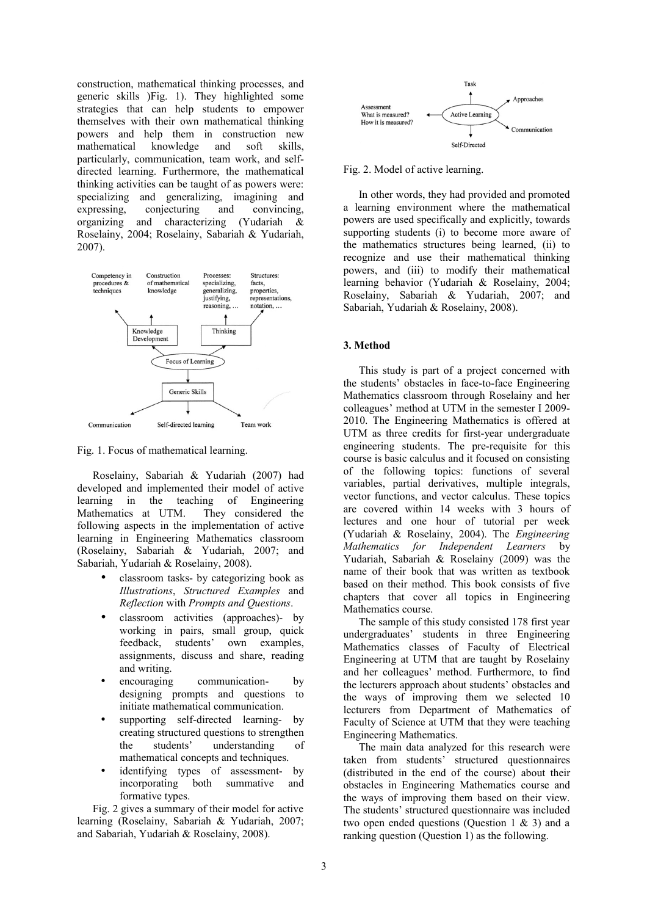construction, mathematical thinking processes, and generic skills )Fig. 1). They highlighted some strategies that can help students to empower themselves with their own mathematical thinking powers and help them in construction new mathematical knowledge and soft skills, particularly, communication, team work, and self-directed learning. Furthermore, the mathematical thinking activities can be taught of as powers were: specializing and generalizing, imagining and expressing, conjecturing and convincing, organizing and characterizing (Yudariah & Roselainy, 2004; Roselainy, Sabariah & Yudariah, 2007).

Competency in procedures & techniques | Construction of mathematical knowledge | Processes: specializing, generalizing, justifying, reasoning, … | Structures: facts, properties, representations, notation, …

Knowledge Development | Thinking

Focus of Learning

Generic Skills

Communication | Self-directed learning | Team work

Fig. 1. Focus of mathematical learning.

Roselainy, Sabariah & Yudariah (2007) had developed and implemented their model of active learning in the teaching of Engineering Mathematics at UTM. They considered the following aspects in the implementation of active learning in Engineering Mathematics classroom (Roselainy, Sabariah & Yudariah, 2007; and Sabariah, Yudariah & Roselainy, 2008).

- classroom tasks- by categorizing book as *Illustrations*, *Structured Examples* and *Reflection* with *Prompts and Questions*.
- classroom activities (approaches)- by working in pairs, small group, quick feedback, students' own examples, assignments, discuss and share, reading and writing.
- encouraging communication- by designing prompts and questions to initiate mathematical communication.
- supporting self-directed learning- by creating structured questions to strengthen the students' understanding of mathematical concepts and techniques.
- identifying types of assessment- by incorporating both summative and formative types.

Fig. 2 gives a summary of their model for active learning (Roselainy, Sabariah & Yudariah, 2007; and Sabariah, Yudariah & Roselainy, 2008).

Task

Assessment
What is measured?
How it is measured?

Active Learning

Approaches

Communication

Self-Directed

Fig. 2. Model of active learning.

In other words, they had provided and promoted a learning environment where the mathematical powers are used specifically and explicitly, towards supporting students (i) to become more aware of the mathematics structures being learned, (ii) to recognize and use their mathematical thinking powers, and (iii) to modify their mathematical learning behavior (Yudariah & Roselainy, 2004; Roselainy, Sabariah & Yudariah, 2007; and Sabariah, Yudariah & Roselainy, 2008).

## 3. Method

This study is part of a project concerned with the students' obstacles in face-to-face Engineering Mathematics classroom through Roselainy and her colleagues' method at UTM in the semester I 2009-2010. The Engineering Mathematics is offered at UTM as three credits for first-year undergraduate engineering students. The pre-requisite for this course is basic calculus and it focused on consisting of the following topics: functions of several variables, partial derivatives, multiple integrals, vector functions, and vector calculus. These topics are covered within 14 weeks with 3 hours of lectures and one hour of tutorial per week (Yudariah & Roselainy, 2004). The *Engineering Mathematics for Independent Learners* by Yudariah, Sabariah & Roselainy (2009) was the name of their book that was written as textbook based on their method. This book consists of five chapters that cover all topics in Engineering Mathematics course.

The sample of this study consisted 178 first year undergraduates' students in three Engineering Mathematics classes of Faculty of Electrical Engineering at UTM that are taught by Roselainy and her colleagues' method. Furthermore, to find the lecturers approach about students' obstacles and the ways of improving them we selected 10 lecturers from Department of Mathematics of Faculty of Science at UTM that they were teaching Engineering Mathematics.

The main data analyzed for this research were taken from students' structured questionnaires (distributed in the end of the course) about their obstacles in Engineering Mathematics course and the ways of improving them based on their view. The students' structured questionnaire was included two open ended questions (Question 1 & 3) and a ranking question (Question 1) as the following.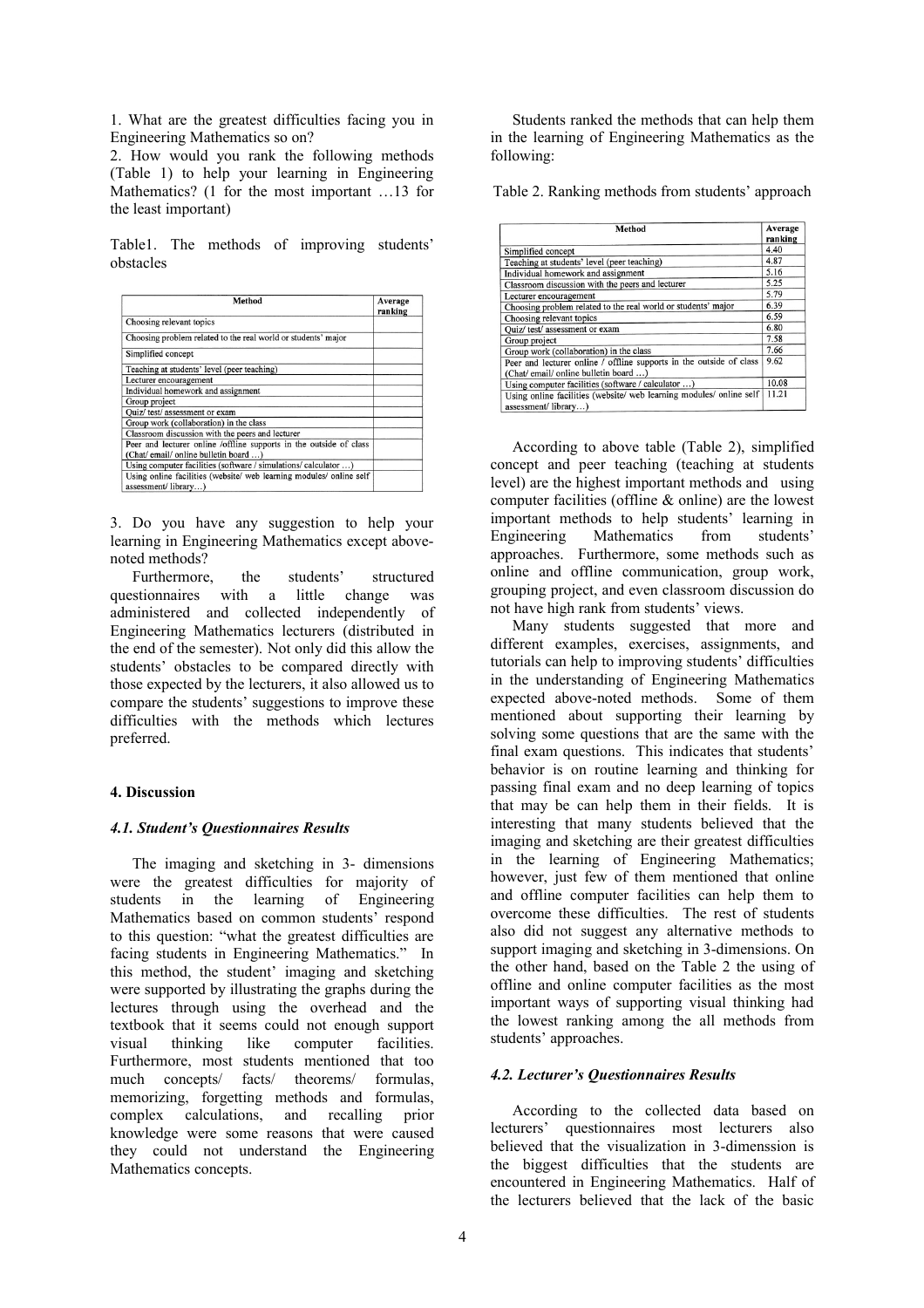1. What are the greatest difficulties facing you in Engineering Mathematics so on?
2. How would you rank the following methods (Table 1) to help your learning in Engineering Mathematics? (1 for the most important …13 for the least important)

Table1. The methods of improving students' obstacles

| Method | Average ranking |
|---|---|
| Choosing relevant topics | |
| Choosing problem related to the real world or students' major | |
| Simplified concept | |
| Teaching at students' level (peer teaching) | |
| Lecturer encouragement | |
| Individual homework and assignment | |
| Group project | |
| Quiz/ test/ assessment or exam | |
| Group work (collaboration) in the class | |
| Classroom discussion with the peers and lecturer | |
| Peer and lecturer online /offline supports in the outside of class (Chat/ email/ online bulletin board …) | |
| Using computer facilities (software / simulations/ calculator …) | |
| Using online facilities (website/ web learning modules/ online self assessment/ library…) | |

3. Do you have any suggestion to help your learning in Engineering Mathematics except above-noted methods?

Furthermore, the students' structured questionnaires with a little change was administered and collected independently of Engineering Mathematics lecturers (distributed in the end of the semester). Not only did this allow the students' obstacles to be compared directly with those expected by the lecturers, it also allowed us to compare the students' suggestions to improve these difficulties with the methods which lectures preferred.

## 4. Discussion

### *4.1. Student's Questionnaires Results*

The imaging and sketching in 3- dimensions were the greatest difficulties for majority of students in the learning of Engineering Mathematics based on common students' respond to this question: "what the greatest difficulties are facing students in Engineering Mathematics." In this method, the student' imaging and sketching were supported by illustrating the graphs during the lectures through using the overhead and the textbook that it seems could not enough support visual thinking like computer facilities. Furthermore, most students mentioned that too much concepts/ facts/ theorems/ formulas, memorizing, forgetting methods and formulas, complex calculations, and recalling prior knowledge were some reasons that were caused they could not understand the Engineering Mathematics concepts.

Students ranked the methods that can help them in the learning of Engineering Mathematics as the following:

Table 2. Ranking methods from students' approach

| Method | Average ranking |
|---|---|
| Simplified concept | 4.40 |
| Teaching at students' level (peer teaching) | 4.87 |
| Individual homework and assignment | 5.16 |
| Classroom discussion with the peers and lecturer | 5.25 |
| Lecturer encouragement | 5.79 |
| Choosing problem related to the real world or students' major | 6.39 |
| Choosing relevant topics | 6.59 |
| Quiz/ test/ assessment or exam | 6.80 |
| Group project | 7.58 |
| Group work (collaboration) in the class | 7.66 |
| Peer and lecturer online / offline supports in the outside of class (Chat/ email/ online bulletin board …) | 9.62 |
| Using computer facilities (software / calculator …) | 10.08 |
| Using online facilities (website/ web learning modules/ online self assessment/ library…) | 11.21 |

According to above table (Table 2), simplified concept and peer teaching (teaching at students level) are the highest important methods and using computer facilities (offline & online) are the lowest important methods to help students' learning in Engineering Mathematics from students' approaches. Furthermore, some methods such as online and offline communication, group work, grouping project, and even classroom discussion do not have high rank from students' views.

Many students suggested that more and different examples, exercises, assignments, and tutorials can help to improving students' difficulties in the understanding of Engineering Mathematics expected above-noted methods. Some of them mentioned about supporting their learning by solving some questions that are the same with the final exam questions. This indicates that students' behavior is on routine learning and thinking for passing final exam and no deep learning of topics that may be can help them in their fields. It is interesting that many students believed that the imaging and sketching are their greatest difficulties in the learning of Engineering Mathematics; however, just few of them mentioned that online and offline computer facilities can help them to overcome these difficulties. The rest of students also did not suggest any alternative methods to support imaging and sketching in 3-dimensions. On the other hand, based on the Table 2 the using of offline and online computer facilities as the most important ways of supporting visual thinking had the lowest ranking among the all methods from students' approaches.

### *4.2. Lecturer's Questionnaires Results*

According to the collected data based on lecturers' questionnaires most lecturers also believed that the visualization in 3-dimenssion is the biggest difficulties that the students are encountered in Engineering Mathematics. Half of the lecturers believed that the lack of the basic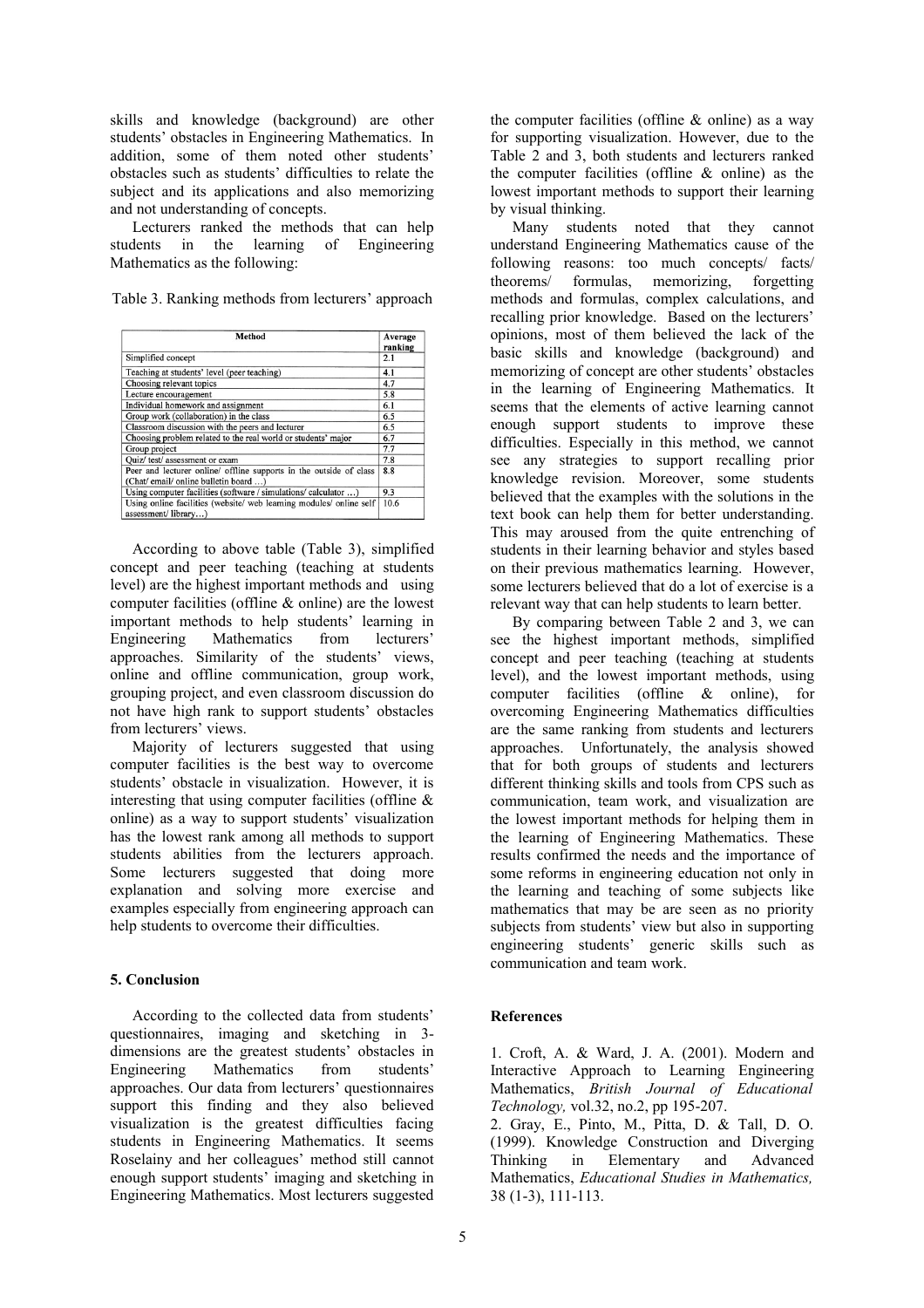skills and knowledge (background) are other students' obstacles in Engineering Mathematics. In addition, some of them noted other students' obstacles such as students' difficulties to relate the subject and its applications and also memorizing and not understanding of concepts.

Lecturers ranked the methods that can help students in the learning of Engineering Mathematics as the following:

Table 3. Ranking methods from lecturers' approach

| Method | Average ranking |
|---|---|
| Simplified concept | 2.1 |
| Teaching at students' level (peer teaching) | 4.1 |
| Choosing relevant topics | 4.7 |
| Lecture encouragement | 5.8 |
| Individual homework and assignment | 6.1 |
| Group work (collaboration) in the class | 6.5 |
| Classroom discussion with the peers and lecturer | 6.5 |
| Choosing problem related to the real world or students' major | 6.7 |
| Group project | 7.7 |
| Quiz/ test/ assessment or exam | 7.8 |
| Peer and lecturer online/ offline supports in the outside of class (Chat/ email/ online bulletin board …) | 8.8 |
| Using computer facilities (software / simulations/ calculator …) | 9.3 |
| Using online facilities (website/ web learning modules/ online self assessment/ library…) | 10.6 |

According to above table (Table 3), simplified concept and peer teaching (teaching at students level) are the highest important methods and using computer facilities (offline & online) are the lowest important methods to help students' learning in Engineering Mathematics from lecturers' approaches. Similarity of the students' views, online and offline communication, group work, grouping project, and even classroom discussion do not have high rank to support students' obstacles from lecturers' views.

Majority of lecturers suggested that using computer facilities is the best way to overcome students' obstacle in visualization. However, it is interesting that using computer facilities (offline & online) as a way to support students' visualization has the lowest rank among all methods to support students abilities from the lecturers approach. Some lecturers suggested that doing more explanation and solving more exercise and examples especially from engineering approach can help students to overcome their difficulties.

## 5. Conclusion

According to the collected data from students' questionnaires, imaging and sketching in 3-dimensions are the greatest students' obstacles in Engineering Mathematics from students' approaches. Our data from lecturers' questionnaires support this finding and they also believed visualization is the greatest difficulties facing students in Engineering Mathematics. It seems Roselainy and her colleagues' method still cannot enough support students' imaging and sketching in Engineering Mathematics. Most lecturers suggested the computer facilities (offline & online) as a way for supporting visualization. However, due to the Table 2 and 3, both students and lecturers ranked the computer facilities (offline & online) as the lowest important methods to support their learning by visual thinking.

Many students noted that they cannot understand Engineering Mathematics cause of the following reasons: too much concepts/ facts/ theorems/ formulas, memorizing, forgetting methods and formulas, complex calculations, and recalling prior knowledge. Based on the lecturers' opinions, most of them believed the lack of the basic skills and knowledge (background) and memorizing of concept are other students' obstacles in the learning of Engineering Mathematics. It seems that the elements of active learning cannot enough support students to improve these difficulties. Especially in this method, we cannot see any strategies to support recalling prior knowledge revision. Moreover, some students believed that the examples with the solutions in the text book can help them for better understanding. This may aroused from the quite entrenching of students in their learning behavior and styles based on their previous mathematics learning. However, some lecturers believed that do a lot of exercise is a relevant way that can help students to learn better.

By comparing between Table 2 and 3, we can see the highest important methods, simplified concept and peer teaching (teaching at students level), and the lowest important methods, using computer facilities (offline & online), for overcoming Engineering Mathematics difficulties are the same ranking from students and lecturers approaches. Unfortunately, the analysis showed that for both groups of students and lecturers different thinking skills and tools from CPS such as communication, team work, and visualization are the lowest important methods for helping them in the learning of Engineering Mathematics. These results confirmed the needs and the importance of some reforms in engineering education not only in the learning and teaching of some subjects like mathematics that may be are seen as no priority subjects from students' view but also in supporting engineering students' generic skills such as communication and team work.

## References

1. Croft, A. & Ward, J. A. (2001). Modern and Interactive Approach to Learning Engineering Mathematics, *British Journal of Educational Technology,* vol.32, no.2, pp 195-207.
2. Gray, E., Pinto, M., Pitta, D. & Tall, D. O. (1999). Knowledge Construction and Diverging Thinking in Elementary and Advanced Mathematics, *Educational Studies in Mathematics,* 38 (1-3), 111-113.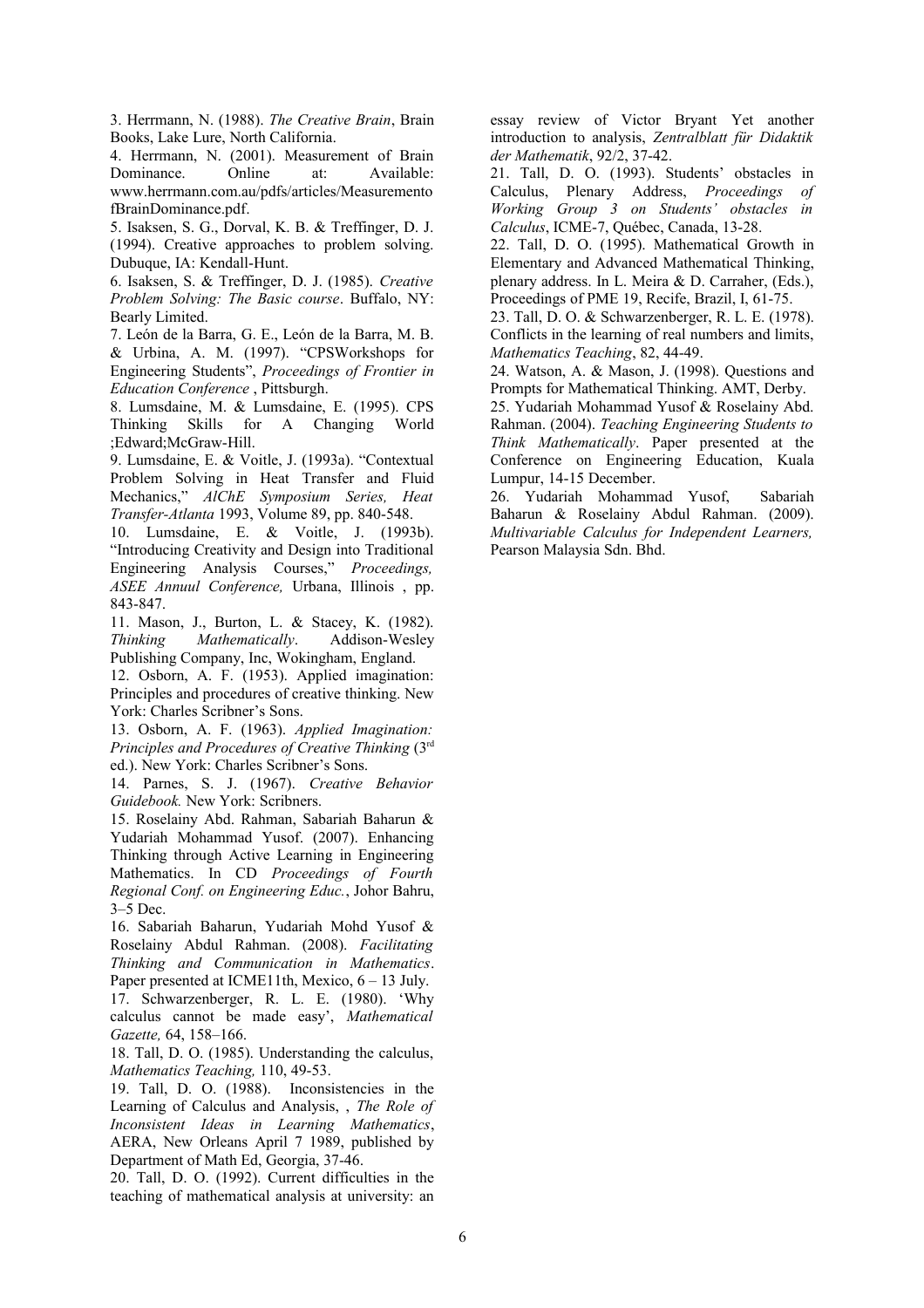3. Herrmann, N. (1988). *The Creative Brain*, Brain Books, Lake Lure, North California.

4. Herrmann, N. (2001). Measurement of Brain Dominance. Online at: Available: www.herrmann.com.au/pdfs/articles/MeasurementofBrainDominance.pdf.

5. Isaksen, S. G., Dorval, K. B. & Treffinger, D. J. (1994). Creative approaches to problem solving. Dubuque, IA: Kendall-Hunt.

6. Isaksen, S. & Treffinger, D. J. (1985). *Creative Problem Solving: The Basic course*. Buffalo, NY: Bearly Limited.

7. León de la Barra, G. E., León de la Barra, M. B. & Urbina, A. M. (1997). "CPSWorkshops for Engineering Students", *Proceedings of Frontier in Education Conference* , Pittsburgh.

8. Lumsdaine, M. & Lumsdaine, E. (1995). CPS Thinking Skills for A Changing World ;Edward;McGraw-Hill.

9. Lumsdaine, E. & Voitle, J. (1993a). "Contextual Problem Solving in Heat Transfer and Fluid Mechanics," *AlChE Symposium Series, Heat Transfer-Atlanta* 1993, Volume 89, pp. 840-548.

10. Lumsdaine, E. & Voitle, J. (1993b). "Introducing Creativity and Design into Traditional Engineering Analysis Courses," *Proceedings, ASEE Annuul Conference,* Urbana, Illinois , pp. 843-847.

11. Mason, J., Burton, L. & Stacey, K. (1982). *Thinking Mathematically*. Addison-Wesley Publishing Company, Inc, Wokingham, England.

12. Osborn, A. F. (1953). Applied imagination: Principles and procedures of creative thinking. New York: Charles Scribner's Sons.

13. Osborn, A. F. (1963). *Applied Imagination: Principles and Procedures of Creative Thinking* (3rd ed.). New York: Charles Scribner's Sons.

14. Parnes, S. J. (1967). *Creative Behavior Guidebook.* New York: Scribners.

15. Roselainy Abd. Rahman, Sabariah Baharun & Yudariah Mohammad Yusof. (2007). Enhancing Thinking through Active Learning in Engineering Mathematics. In CD *Proceedings of Fourth Regional Conf. on Engineering Educ.*, Johor Bahru, 3–5 Dec.

16. Sabariah Baharun, Yudariah Mohd Yusof & Roselainy Abdul Rahman. (2008). *Facilitating Thinking and Communication in Mathematics*. Paper presented at ICME11th, Mexico, 6 – 13 July.

17. Schwarzenberger, R. L. E. (1980). 'Why calculus cannot be made easy', *Mathematical Gazette,* 64, 158–166.

18. Tall, D. O. (1985). Understanding the calculus, *Mathematics Teaching,* 110, 49-53.

19. Tall, D. O. (1988). Inconsistencies in the Learning of Calculus and Analysis, , *The Role of Inconsistent Ideas in Learning Mathematics*, AERA, New Orleans April 7 1989, published by Department of Math Ed, Georgia, 37-46.

20. Tall, D. O. (1992). Current difficulties in the teaching of mathematical analysis at university: an essay review of Victor Bryant Yet another introduction to analysis, *Zentralblatt für Didaktik der Mathematik*, 92/2, 37-42.

21. Tall, D. O. (1993). Students' obstacles in Calculus, Plenary Address, *Proceedings of Working Group 3 on Students' obstacles in Calculus*, ICME-7, Québec, Canada, 13-28.

22. Tall, D. O. (1995). Mathematical Growth in Elementary and Advanced Mathematical Thinking, plenary address. In L. Meira & D. Carraher, (Eds.), Proceedings of PME 19, Recife, Brazil, I, 61-75.

23. Tall, D. O. & Schwarzenberger, R. L. E. (1978). Conflicts in the learning of real numbers and limits, *Mathematics Teaching*, 82, 44-49.

24. Watson, A. & Mason, J. (1998). Questions and Prompts for Mathematical Thinking. AMT, Derby.

25. Yudariah Mohammad Yusof & Roselainy Abd. Rahman. (2004). *Teaching Engineering Students to Think Mathematically*. Paper presented at the Conference on Engineering Education, Kuala Lumpur, 14-15 December.

26. Yudariah Mohammad Yusof, Sabariah Baharun & Roselainy Abdul Rahman. (2009). *Multivariable Calculus for Independent Learners,* Pearson Malaysia Sdn. Bhd.